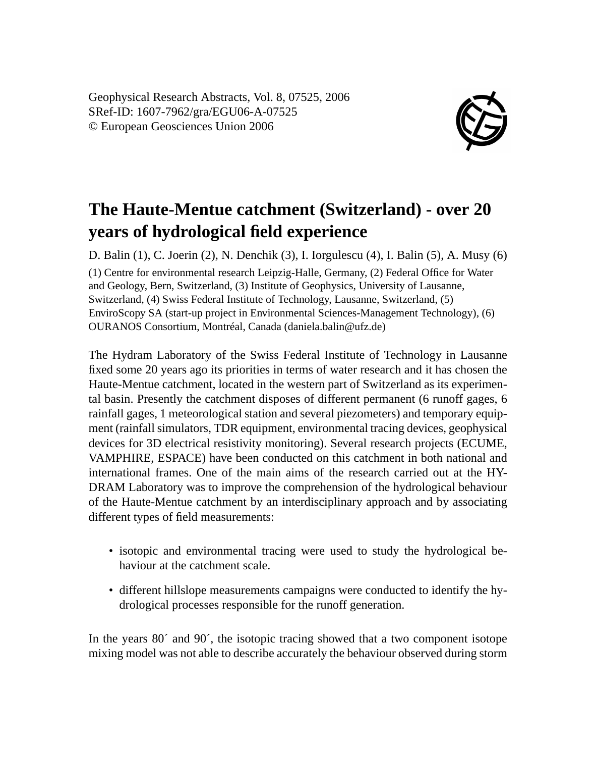Geophysical Research Abstracts, Vol. 8, 07525, 2006
SRef-ID: 1607-7962/gra/EGU06-A-07525
© European Geosciences Union 2006

# The Haute-Mentue catchment (Switzerland) - over 20 years of hydrological field experience

D. Balin (1), C. Joerin (2), N. Denchik (3), I. Iorgulescu (4), I. Balin (5), A. Musy (6)

(1) Centre for environmental research Leipzig-Halle, Germany, (2) Federal Office for Water and Geology, Bern, Switzerland, (3) Institute of Geophysics, University of Lausanne, Switzerland, (4) Swiss Federal Institute of Technology, Lausanne, Switzerland, (5) EnviroScopy SA (start-up project in Environmental Sciences-Management Technology), (6) OURANOS Consortium, Montréal, Canada (daniela.balin@ufz.de)

The Hydram Laboratory of the Swiss Federal Institute of Technology in Lausanne fixed some 20 years ago its priorities in terms of water research and it has chosen the Haute-Mentue catchment, located in the western part of Switzerland as its experimental basin. Presently the catchment disposes of different permanent (6 runoff gages, 6 rainfall gages, 1 meteorological station and several piezometers) and temporary equipment (rainfall simulators, TDR equipment, environmental tracing devices, geophysical devices for 3D electrical resistivity monitoring). Several research projects (ECUME, VAMPHIRE, ESPACE) have been conducted on this catchment in both national and international frames. One of the main aims of the research carried out at the HYDRAM Laboratory was to improve the comprehension of the hydrological behaviour of the Haute-Mentue catchment by an interdisciplinary approach and by associating different types of field measurements:

- isotopic and environmental tracing were used to study the hydrological behaviour at the catchment scale.
- different hillslope measurements campaigns were conducted to identify the hydrological processes responsible for the runoff generation.

In the years 80´ and 90´, the isotopic tracing showed that a two component isotope mixing model was not able to describe accurately the behaviour observed during storm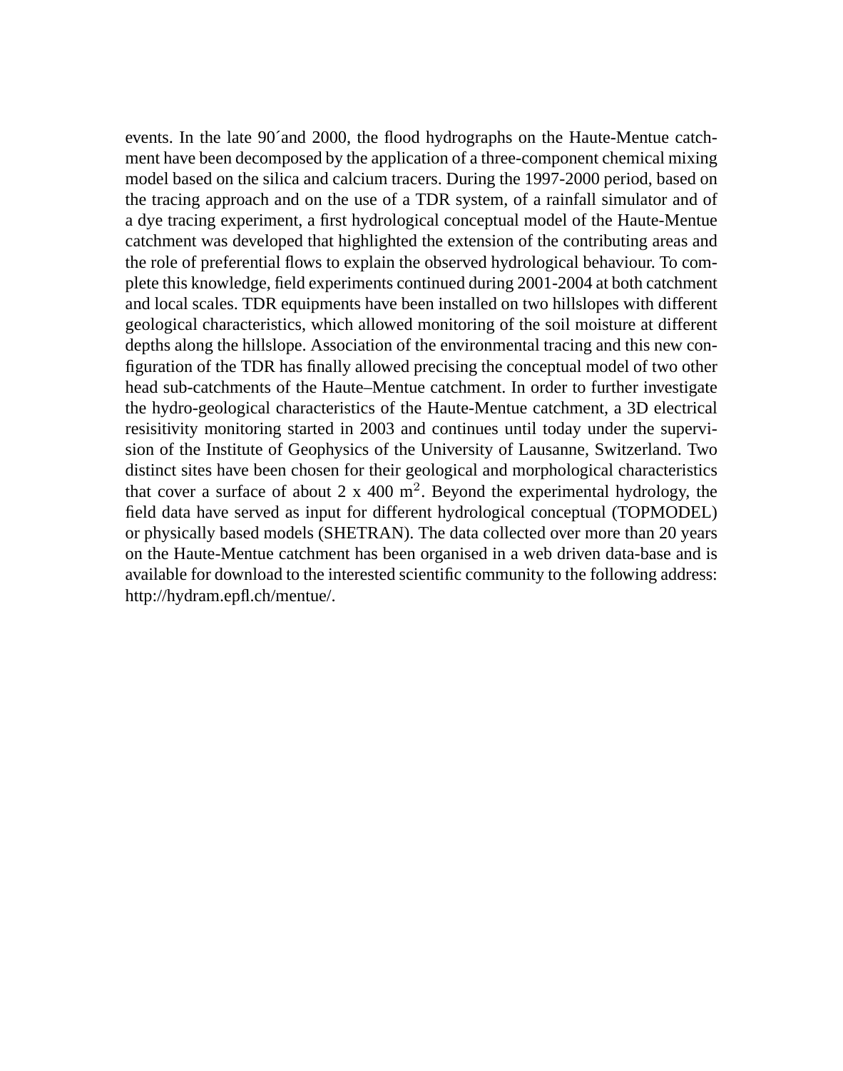events. In the late 90´and 2000, the flood hydrographs on the Haute-Mentue catchment have been decomposed by the application of a three-component chemical mixing model based on the silica and calcium tracers. During the 1997-2000 period, based on the tracing approach and on the use of a TDR system, of a rainfall simulator and of a dye tracing experiment, a first hydrological conceptual model of the Haute-Mentue catchment was developed that highlighted the extension of the contributing areas and the role of preferential flows to explain the observed hydrological behaviour. To complete this knowledge, field experiments continued during 2001-2004 at both catchment and local scales. TDR equipments have been installed on two hillslopes with different geological characteristics, which allowed monitoring of the soil moisture at different depths along the hillslope. Association of the environmental tracing and this new configuration of the TDR has finally allowed precising the conceptual model of two other head sub-catchments of the Haute–Mentue catchment. In order to further investigate the hydro-geological characteristics of the Haute-Mentue catchment, a 3D electrical resisitivity monitoring started in 2003 and continues until today under the supervision of the Institute of Geophysics of the University of Lausanne, Switzerland. Two distinct sites have been chosen for their geological and morphological characteristics that cover a surface of about 2 x 400 $m^2$. Beyond the experimental hydrology, the field data have served as input for different hydrological conceptual (TOPMODEL) or physically based models (SHETRAN). The data collected over more than 20 years on the Haute-Mentue catchment has been organised in a web driven data-base and is available for download to the interested scientific community to the following address: http://hydram.epfl.ch/mentue/.